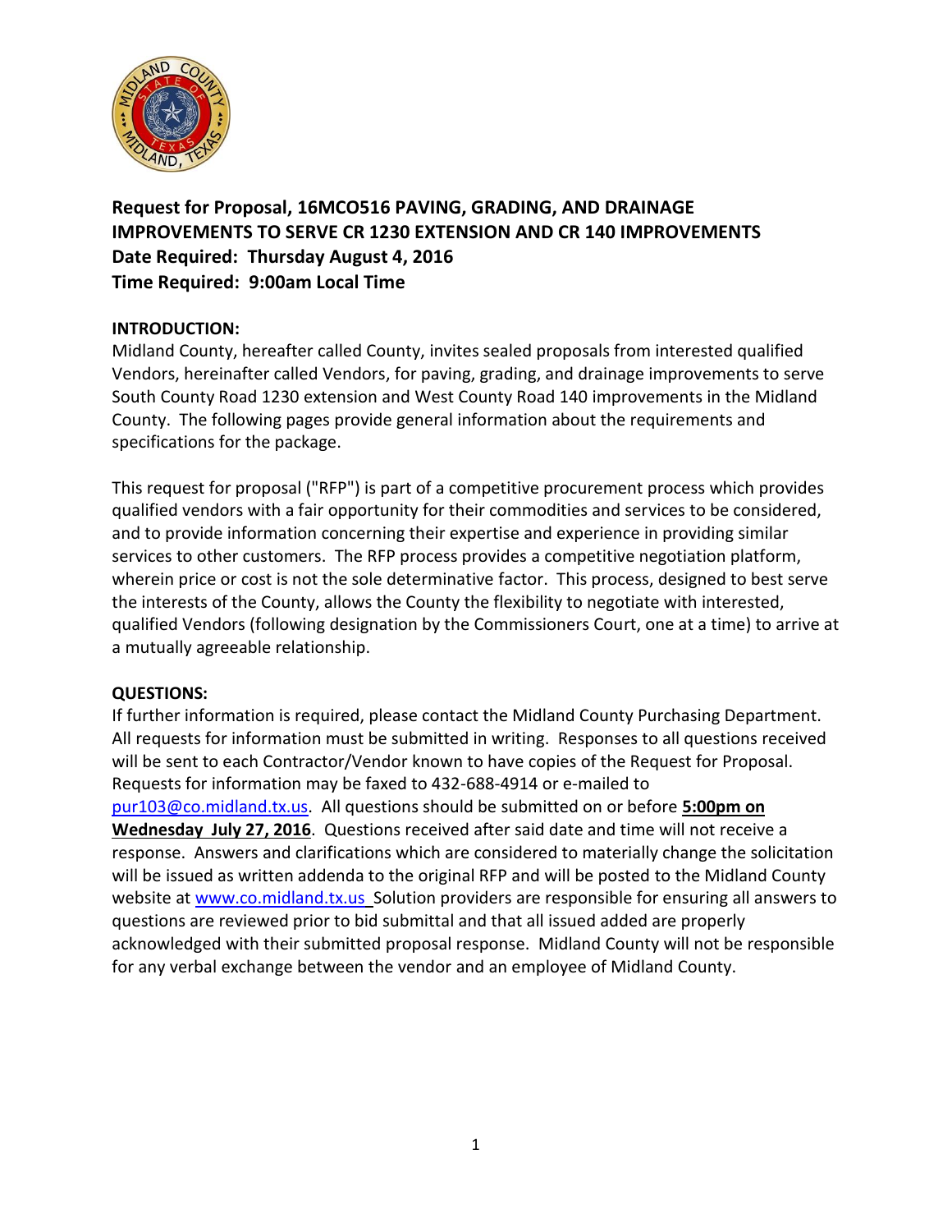**Request for Proposal, 16MCO516 PAVING, GRADING, AND DRAINAGE IMPROVEMENTS TO SERVE CR 1230 EXTENSION AND CR 140 IMPROVEMENTS**
**Date Required: Thursday August 4, 2016**
**Time Required: 9:00am Local Time**

**INTRODUCTION:**

Midland County, hereafter called County, invites sealed proposals from interested qualified Vendors, hereinafter called Vendors, for paving, grading, and drainage improvements to serve South County Road 1230 extension and West County Road 140 improvements in the Midland County. The following pages provide general information about the requirements and specifications for the package.

This request for proposal ("RFP") is part of a competitive procurement process which provides qualified vendors with a fair opportunity for their commodities and services to be considered, and to provide information concerning their expertise and experience in providing similar services to other customers. The RFP process provides a competitive negotiation platform, wherein price or cost is not the sole determinative factor. This process, designed to best serve the interests of the County, allows the County the flexibility to negotiate with interested, qualified Vendors (following designation by the Commissioners Court, one at a time) to arrive at a mutually agreeable relationship.

**QUESTIONS:**

If further information is required, please contact the Midland County Purchasing Department. All requests for information must be submitted in writing. Responses to all questions received will be sent to each Contractor/Vendor known to have copies of the Request for Proposal. Requests for information may be faxed to 432-688-4914 or e-mailed to pur103@co.midland.tx.us. All questions should be submitted on or before **5:00pm on Wednesday July 27, 2016**. Questions received after said date and time will not receive a response. Answers and clarifications which are considered to materially change the solicitation will be issued as written addenda to the original RFP and will be posted to the Midland County website at www.co.midland.tx.us Solution providers are responsible for ensuring all answers to questions are reviewed prior to bid submittal and that all issued added are properly acknowledged with their submitted proposal response. Midland County will not be responsible for any verbal exchange between the vendor and an employee of Midland County.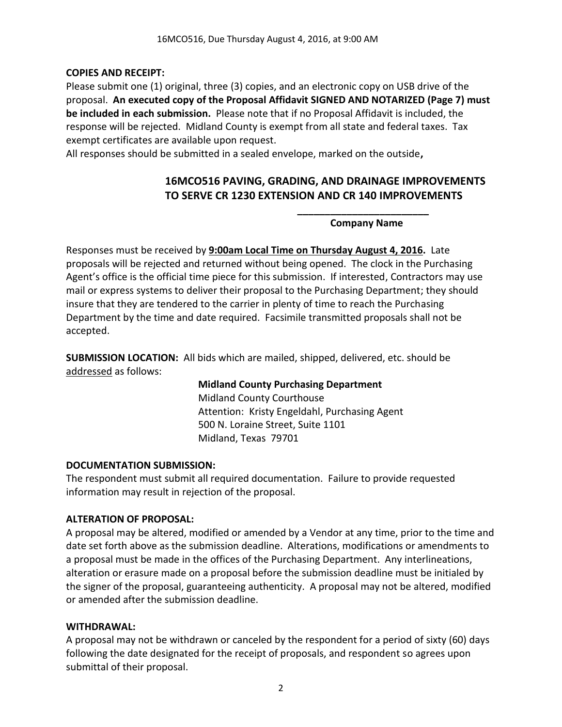**COPIES AND RECEIPT:**

Please submit one (1) original, three (3) copies, and an electronic copy on USB drive of the proposal. **An executed copy of the Proposal Affidavit SIGNED AND NOTARIZED (Page 7) must be included in each submission.** Please note that if no Proposal Affidavit is included, the response will be rejected. Midland County is exempt from all state and federal taxes. Tax exempt certificates are available upon request.

All responses should be submitted in a sealed envelope, marked on the outside**,**

**16MCO516 PAVING, GRADING, AND DRAINAGE IMPROVEMENTS TO SERVE CR 1230 EXTENSION AND CR 140 IMPROVEMENTS**

**_______________________**
**Company Name**

Responses must be received by **9:00am Local Time on Thursday August 4, 2016.** Late proposals will be rejected and returned without being opened. The clock in the Purchasing Agent's office is the official time piece for this submission. If interested, Contractors may use mail or express systems to deliver their proposal to the Purchasing Department; they should insure that they are tendered to the carrier in plenty of time to reach the Purchasing Department by the time and date required. Facsimile transmitted proposals shall not be accepted.

**SUBMISSION LOCATION:** All bids which are mailed, shipped, delivered, etc. should be addressed as follows:

**Midland County Purchasing Department**
Midland County Courthouse
Attention: Kristy Engeldahl, Purchasing Agent
500 N. Loraine Street, Suite 1101
Midland, Texas 79701

**DOCUMENTATION SUBMISSION:**

The respondent must submit all required documentation. Failure to provide requested information may result in rejection of the proposal.

**ALTERATION OF PROPOSAL:**

A proposal may be altered, modified or amended by a Vendor at any time, prior to the time and date set forth above as the submission deadline. Alterations, modifications or amendments to a proposal must be made in the offices of the Purchasing Department. Any interlineations, alteration or erasure made on a proposal before the submission deadline must be initialed by the signer of the proposal, guaranteeing authenticity. A proposal may not be altered, modified or amended after the submission deadline.

**WITHDRAWAL:**

A proposal may not be withdrawn or canceled by the respondent for a period of sixty (60) days following the date designated for the receipt of proposals, and respondent so agrees upon submittal of their proposal.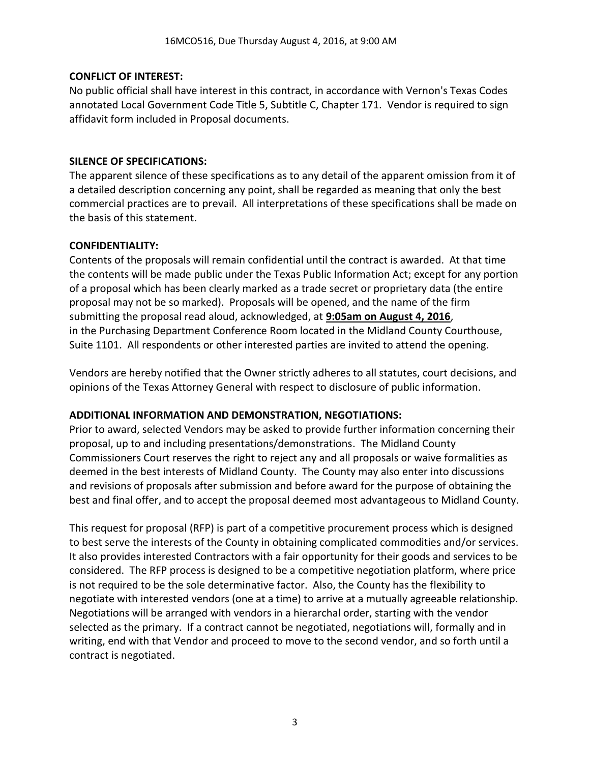**CONFLICT OF INTEREST:**

No public official shall have interest in this contract, in accordance with Vernon's Texas Codes annotated Local Government Code Title 5, Subtitle C, Chapter 171. Vendor is required to sign affidavit form included in Proposal documents.

**SILENCE OF SPECIFICATIONS:**

The apparent silence of these specifications as to any detail of the apparent omission from it of a detailed description concerning any point, shall be regarded as meaning that only the best commercial practices are to prevail. All interpretations of these specifications shall be made on the basis of this statement.

**CONFIDENTIALITY:**

Contents of the proposals will remain confidential until the contract is awarded. At that time the contents will be made public under the Texas Public Information Act; except for any portion of a proposal which has been clearly marked as a trade secret or proprietary data (the entire proposal may not be so marked). Proposals will be opened, and the name of the firm submitting the proposal read aloud, acknowledged, at **9:05am on August 4, 2016**, in the Purchasing Department Conference Room located in the Midland County Courthouse, Suite 1101. All respondents or other interested parties are invited to attend the opening.

Vendors are hereby notified that the Owner strictly adheres to all statutes, court decisions, and opinions of the Texas Attorney General with respect to disclosure of public information.

**ADDITIONAL INFORMATION AND DEMONSTRATION, NEGOTIATIONS:**

Prior to award, selected Vendors may be asked to provide further information concerning their proposal, up to and including presentations/demonstrations. The Midland County Commissioners Court reserves the right to reject any and all proposals or waive formalities as deemed in the best interests of Midland County. The County may also enter into discussions and revisions of proposals after submission and before award for the purpose of obtaining the best and final offer, and to accept the proposal deemed most advantageous to Midland County.

This request for proposal (RFP) is part of a competitive procurement process which is designed to best serve the interests of the County in obtaining complicated commodities and/or services. It also provides interested Contractors with a fair opportunity for their goods and services to be considered. The RFP process is designed to be a competitive negotiation platform, where price is not required to be the sole determinative factor. Also, the County has the flexibility to negotiate with interested vendors (one at a time) to arrive at a mutually agreeable relationship. Negotiations will be arranged with vendors in a hierarchal order, starting with the vendor selected as the primary. If a contract cannot be negotiated, negotiations will, formally and in writing, end with that Vendor and proceed to move to the second vendor, and so forth until a contract is negotiated.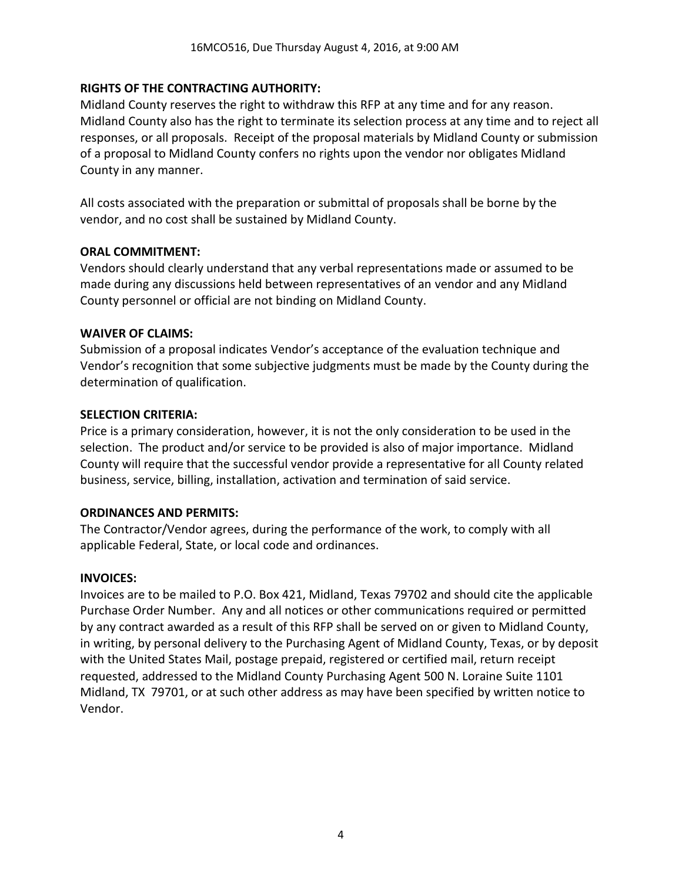**RIGHTS OF THE CONTRACTING AUTHORITY:**

Midland County reserves the right to withdraw this RFP at any time and for any reason. Midland County also has the right to terminate its selection process at any time and to reject all responses, or all proposals. Receipt of the proposal materials by Midland County or submission of a proposal to Midland County confers no rights upon the vendor nor obligates Midland County in any manner.

All costs associated with the preparation or submittal of proposals shall be borne by the vendor, and no cost shall be sustained by Midland County.

**ORAL COMMITMENT:**

Vendors should clearly understand that any verbal representations made or assumed to be made during any discussions held between representatives of an vendor and any Midland County personnel or official are not binding on Midland County.

**WAIVER OF CLAIMS:**

Submission of a proposal indicates Vendor's acceptance of the evaluation technique and Vendor's recognition that some subjective judgments must be made by the County during the determination of qualification.

**SELECTION CRITERIA:**

Price is a primary consideration, however, it is not the only consideration to be used in the selection. The product and/or service to be provided is also of major importance. Midland County will require that the successful vendor provide a representative for all County related business, service, billing, installation, activation and termination of said service.

**ORDINANCES AND PERMITS:**

The Contractor/Vendor agrees, during the performance of the work, to comply with all applicable Federal, State, or local code and ordinances.

**INVOICES:**

Invoices are to be mailed to P.O. Box 421, Midland, Texas 79702 and should cite the applicable Purchase Order Number. Any and all notices or other communications required or permitted by any contract awarded as a result of this RFP shall be served on or given to Midland County, in writing, by personal delivery to the Purchasing Agent of Midland County, Texas, or by deposit with the United States Mail, postage prepaid, registered or certified mail, return receipt requested, addressed to the Midland County Purchasing Agent 500 N. Loraine Suite 1101 Midland, TX 79701, or at such other address as may have been specified by written notice to Vendor.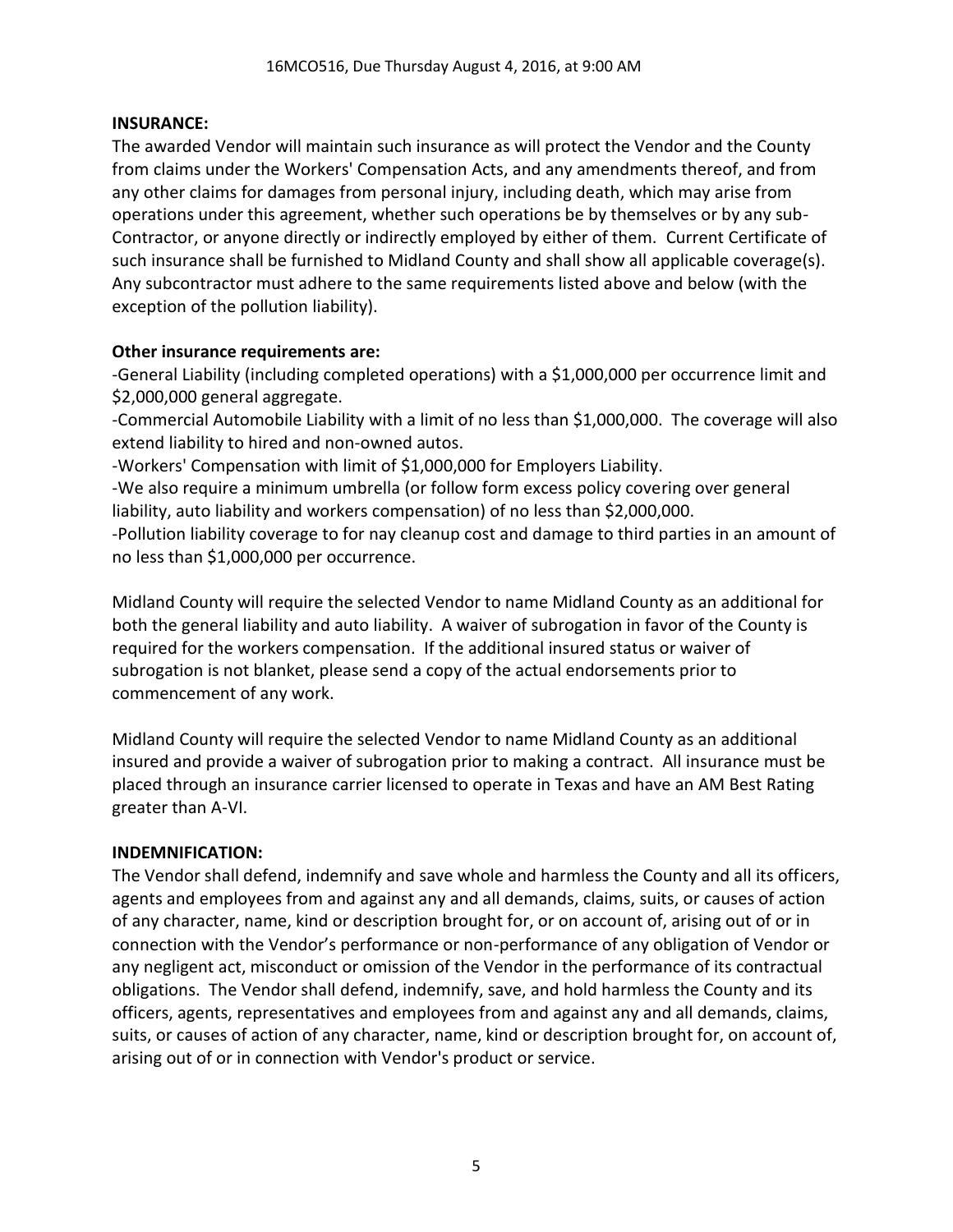**INSURANCE:**
The awarded Vendor will maintain such insurance as will protect the Vendor and the County from claims under the Workers' Compensation Acts, and any amendments thereof, and from any other claims for damages from personal injury, including death, which may arise from operations under this agreement, whether such operations be by themselves or by any sub-Contractor, or anyone directly or indirectly employed by either of them. Current Certificate of such insurance shall be furnished to Midland County and shall show all applicable coverage(s). Any subcontractor must adhere to the same requirements listed above and below (with the exception of the pollution liability).

**Other insurance requirements are:**

-General Liability (including completed operations) with a $1,000,000 per occurrence limit and $2,000,000 general aggregate.

-Commercial Automobile Liability with a limit of no less than $1,000,000. The coverage will also extend liability to hired and non-owned autos.

-Workers' Compensation with limit of $1,000,000 for Employers Liability.

-We also require a minimum umbrella (or follow form excess policy covering over general liability, auto liability and workers compensation) of no less than $2,000,000.

-Pollution liability coverage to for nay cleanup cost and damage to third parties in an amount of no less than $1,000,000 per occurrence.

Midland County will require the selected Vendor to name Midland County as an additional for both the general liability and auto liability. A waiver of subrogation in favor of the County is required for the workers compensation. If the additional insured status or waiver of subrogation is not blanket, please send a copy of the actual endorsements prior to commencement of any work.

Midland County will require the selected Vendor to name Midland County as an additional insured and provide a waiver of subrogation prior to making a contract. All insurance must be placed through an insurance carrier licensed to operate in Texas and have an AM Best Rating greater than A-VI.

**INDEMNIFICATION:**
The Vendor shall defend, indemnify and save whole and harmless the County and all its officers, agents and employees from and against any and all demands, claims, suits, or causes of action of any character, name, kind or description brought for, or on account of, arising out of or in connection with the Vendor's performance or non-performance of any obligation of Vendor or any negligent act, misconduct or omission of the Vendor in the performance of its contractual obligations. The Vendor shall defend, indemnify, save, and hold harmless the County and its officers, agents, representatives and employees from and against any and all demands, claims, suits, or causes of action of any character, name, kind or description brought for, on account of, arising out of or in connection with Vendor's product or service.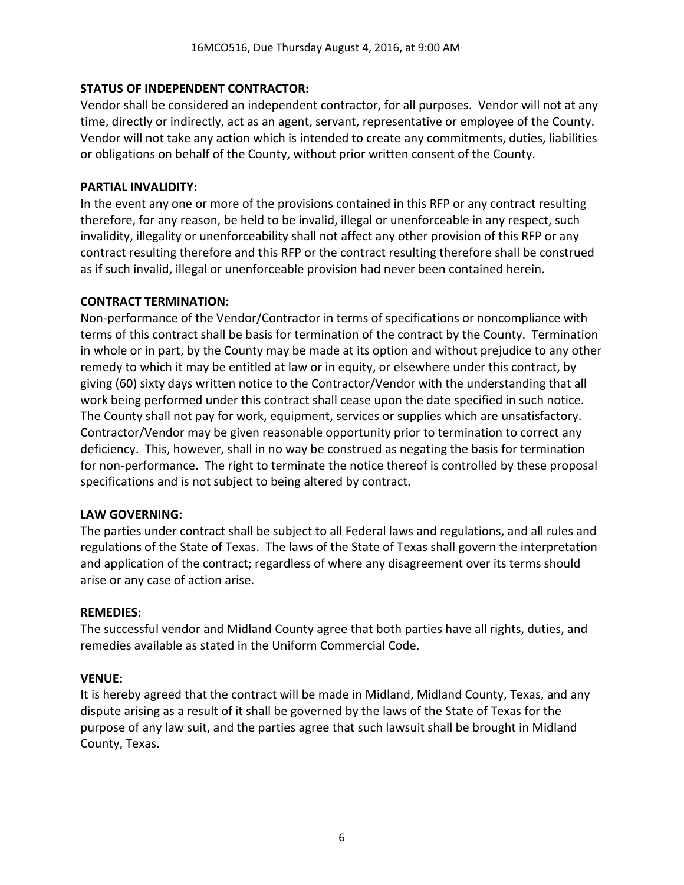**STATUS OF INDEPENDENT CONTRACTOR:**
Vendor shall be considered an independent contractor, for all purposes. Vendor will not at any time, directly or indirectly, act as an agent, servant, representative or employee of the County. Vendor will not take any action which is intended to create any commitments, duties, liabilities or obligations on behalf of the County, without prior written consent of the County.

**PARTIAL INVALIDITY:**
In the event any one or more of the provisions contained in this RFP or any contract resulting therefore, for any reason, be held to be invalid, illegal or unenforceable in any respect, such invalidity, illegality or unenforceability shall not affect any other provision of this RFP or any contract resulting therefore and this RFP or the contract resulting therefore shall be construed as if such invalid, illegal or unenforceable provision had never been contained herein.

**CONTRACT TERMINATION:**
Non-performance of the Vendor/Contractor in terms of specifications or noncompliance with terms of this contract shall be basis for termination of the contract by the County. Termination in whole or in part, by the County may be made at its option and without prejudice to any other remedy to which it may be entitled at law or in equity, or elsewhere under this contract, by giving (60) sixty days written notice to the Contractor/Vendor with the understanding that all work being performed under this contract shall cease upon the date specified in such notice. The County shall not pay for work, equipment, services or supplies which are unsatisfactory. Contractor/Vendor may be given reasonable opportunity prior to termination to correct any deficiency. This, however, shall in no way be construed as negating the basis for termination for non-performance. The right to terminate the notice thereof is controlled by these proposal specifications and is not subject to being altered by contract.

**LAW GOVERNING:**
The parties under contract shall be subject to all Federal laws and regulations, and all rules and regulations of the State of Texas. The laws of the State of Texas shall govern the interpretation and application of the contract; regardless of where any disagreement over its terms should arise or any case of action arise.

**REMEDIES:**
The successful vendor and Midland County agree that both parties have all rights, duties, and remedies available as stated in the Uniform Commercial Code.

**VENUE:**
It is hereby agreed that the contract will be made in Midland, Midland County, Texas, and any dispute arising as a result of it shall be governed by the laws of the State of Texas for the purpose of any law suit, and the parties agree that such lawsuit shall be brought in Midland County, Texas.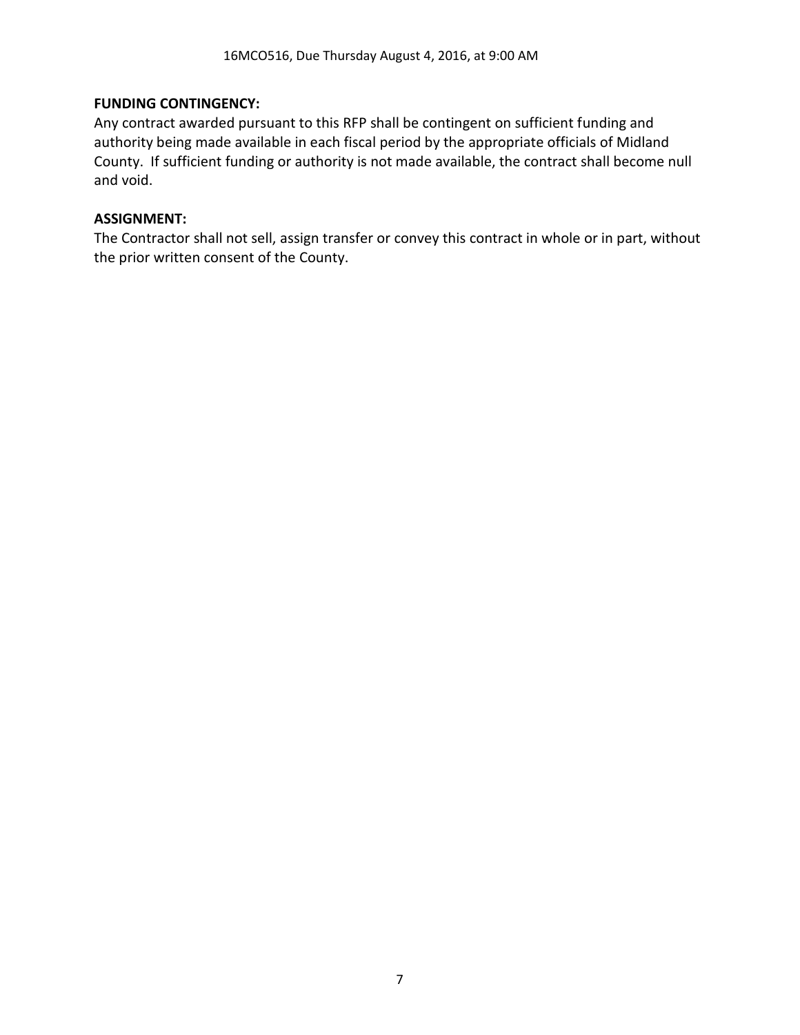**FUNDING CONTINGENCY:**
Any contract awarded pursuant to this RFP shall be contingent on sufficient funding and authority being made available in each fiscal period by the appropriate officials of Midland County. If sufficient funding or authority is not made available, the contract shall become null and void.

**ASSIGNMENT:**
The Contractor shall not sell, assign transfer or convey this contract in whole or in part, without the prior written consent of the County.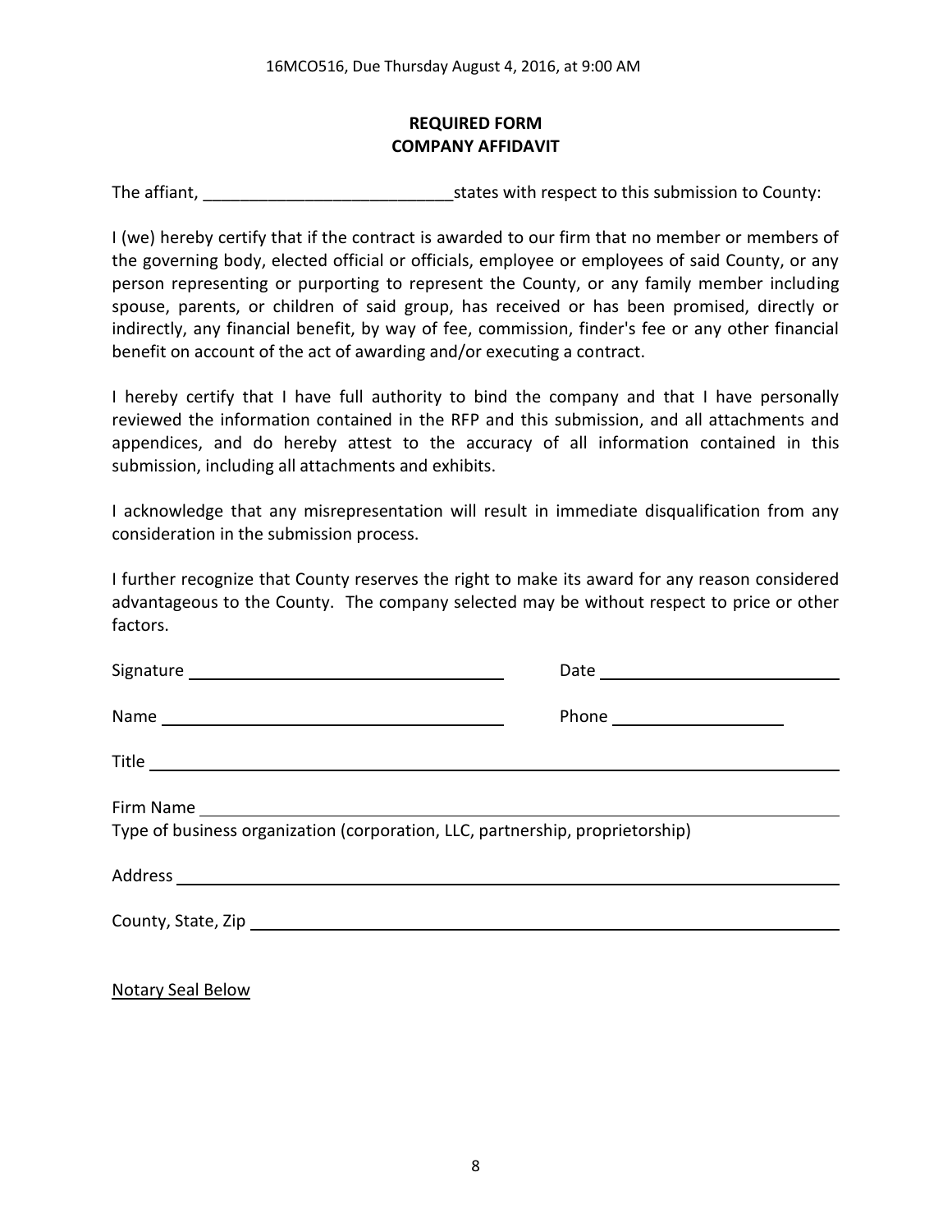# REQUIRED FORM
## COMPANY AFFIDAVIT

The affiant, ___________________________ states with respect to this submission to County:

I (we) hereby certify that if the contract is awarded to our firm that no member or members of the governing body, elected official or officials, employee or employees of said County, or any person representing or purporting to represent the County, or any family member including spouse, parents, or children of said group, has received or has been promised, directly or indirectly, any financial benefit, by way of fee, commission, finder's fee or any other financial benefit on account of the act of awarding and/or executing a contract.

I hereby certify that I have full authority to bind the company and that I have personally reviewed the information contained in the RFP and this submission, and all attachments and appendices, and do hereby attest to the accuracy of all information contained in this submission, including all attachments and exhibits.

I acknowledge that any misrepresentation will result in immediate disqualification from any consideration in the submission process.

I further recognize that County reserves the right to make its award for any reason considered advantageous to the County. The company selected may be without respect to price or other factors.

Signature ___________________________________ Date ____________________________

Name ______________________________________ Phone ____________________

Title ______________________________________________________________________

Firm Name _________________________________________________________________

Type of business organization (corporation, LLC, partnership, proprietorship)

Address ____________________________________________________________________

County, State, Zip ___________________________________________________________

<u>Notary Seal Below</u>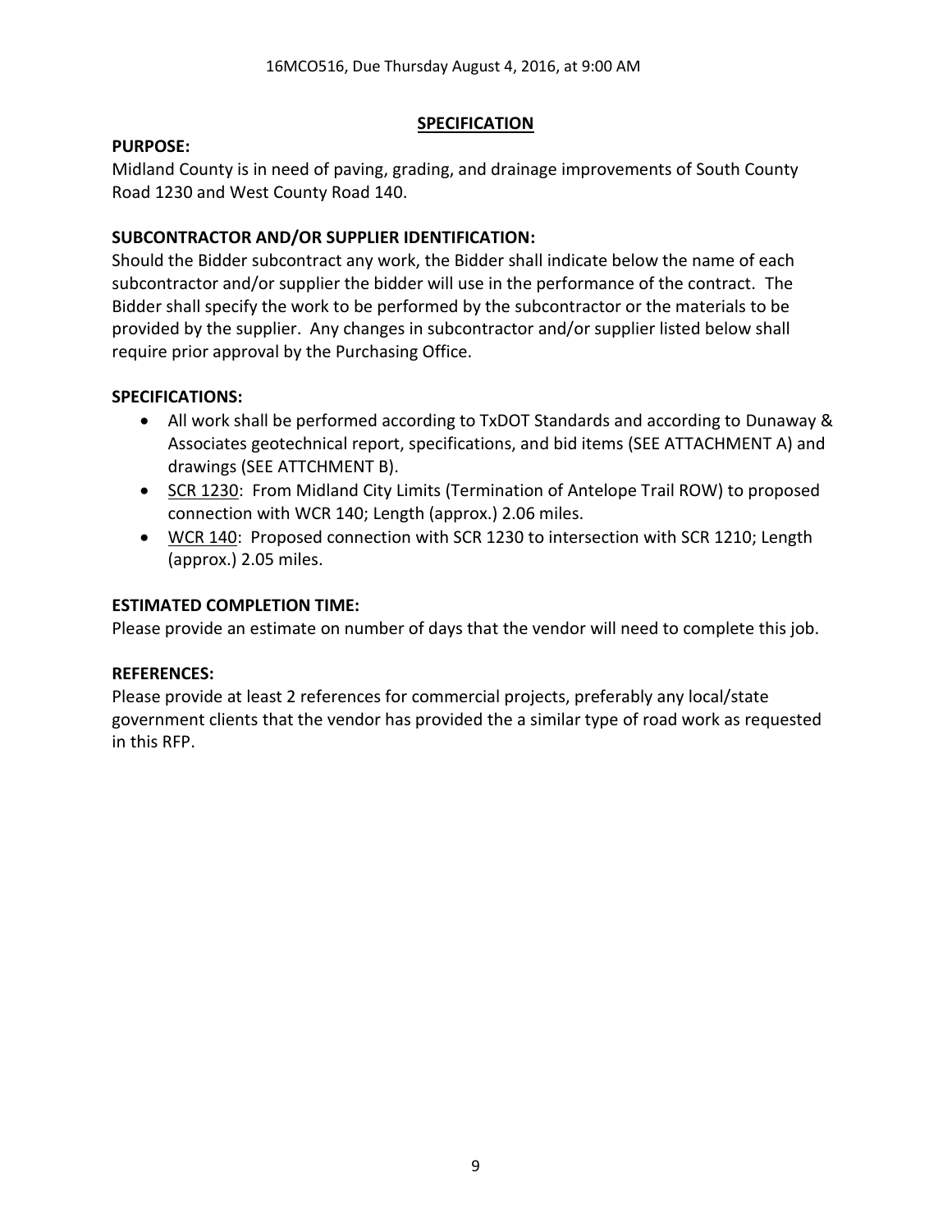## SPECIFICATION

**PURPOSE:**

Midland County is in need of paving, grading, and drainage improvements of South County Road 1230 and West County Road 140.

**SUBCONTRACTOR AND/OR SUPPLIER IDENTIFICATION:**

Should the Bidder subcontract any work, the Bidder shall indicate below the name of each subcontractor and/or supplier the bidder will use in the performance of the contract. The Bidder shall specify the work to be performed by the subcontractor or the materials to be provided by the supplier. Any changes in subcontractor and/or supplier listed below shall require prior approval by the Purchasing Office.

**SPECIFICATIONS:**

- All work shall be performed according to TxDOT Standards and according to Dunaway & Associates geotechnical report, specifications, and bid items (SEE ATTACHMENT A) and drawings (SEE ATTCHMENT B).
- SCR 1230: From Midland City Limits (Termination of Antelope Trail ROW) to proposed connection with WCR 140; Length (approx.) 2.06 miles.
- WCR 140: Proposed connection with SCR 1230 to intersection with SCR 1210; Length (approx.) 2.05 miles.

**ESTIMATED COMPLETION TIME:**

Please provide an estimate on number of days that the vendor will need to complete this job.

**REFERENCES:**

Please provide at least 2 references for commercial projects, preferably any local/state government clients that the vendor has provided the a similar type of road work as requested in this RFP.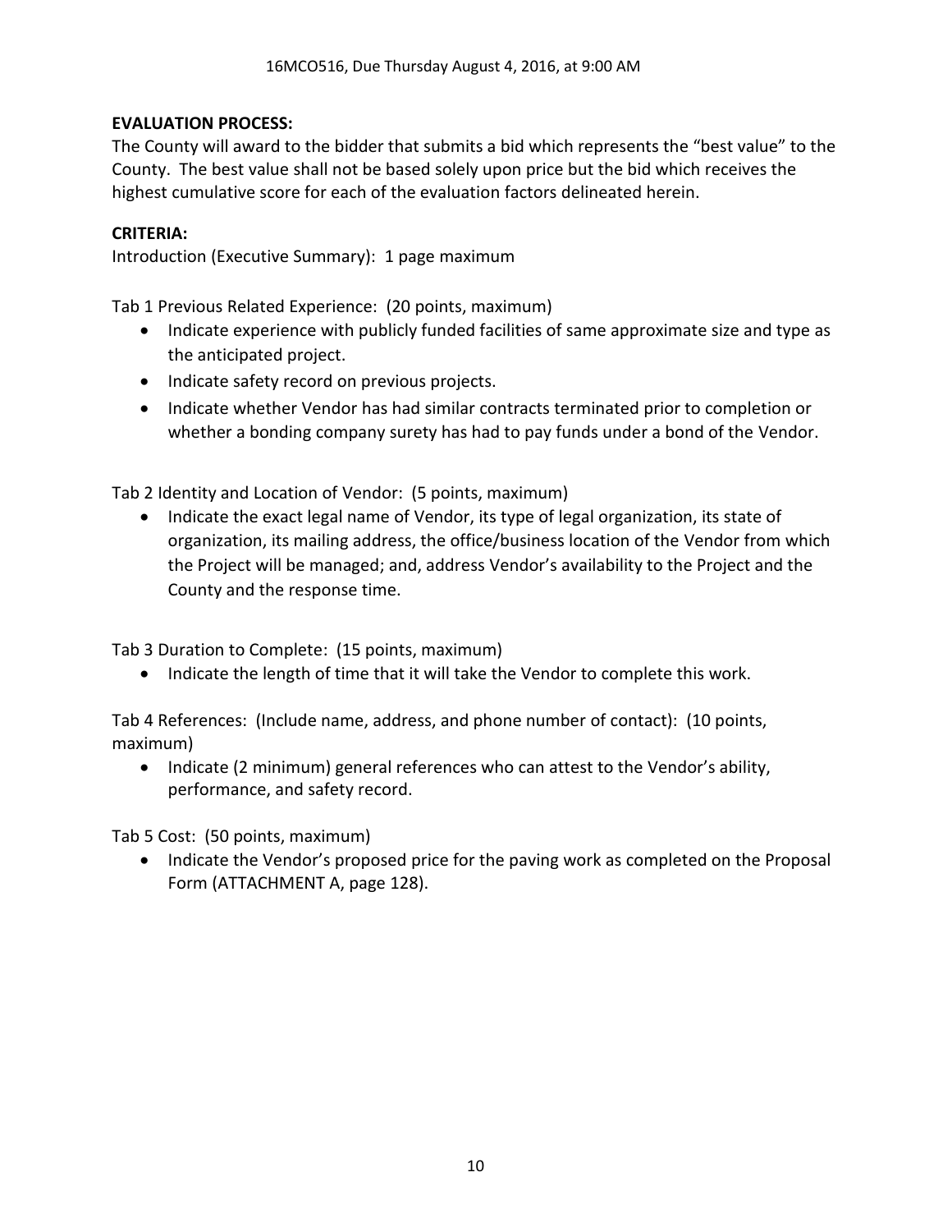**EVALUATION PROCESS:**

The County will award to the bidder that submits a bid which represents the "best value" to the County. The best value shall not be based solely upon price but the bid which receives the highest cumulative score for each of the evaluation factors delineated herein.

**CRITERIA:**

Introduction (Executive Summary): 1 page maximum

Tab 1 Previous Related Experience: (20 points, maximum)

- Indicate experience with publicly funded facilities of same approximate size and type as the anticipated project.
- Indicate safety record on previous projects.
- Indicate whether Vendor has had similar contracts terminated prior to completion or whether a bonding company surety has had to pay funds under a bond of the Vendor.

Tab 2 Identity and Location of Vendor: (5 points, maximum)

- Indicate the exact legal name of Vendor, its type of legal organization, its state of organization, its mailing address, the office/business location of the Vendor from which the Project will be managed; and, address Vendor's availability to the Project and the County and the response time.

Tab 3 Duration to Complete: (15 points, maximum)

- Indicate the length of time that it will take the Vendor to complete this work.

Tab 4 References: (Include name, address, and phone number of contact): (10 points, maximum)

- Indicate (2 minimum) general references who can attest to the Vendor's ability, performance, and safety record.

Tab 5 Cost: (50 points, maximum)

- Indicate the Vendor's proposed price for the paving work as completed on the Proposal Form (ATTACHMENT A, page 128).